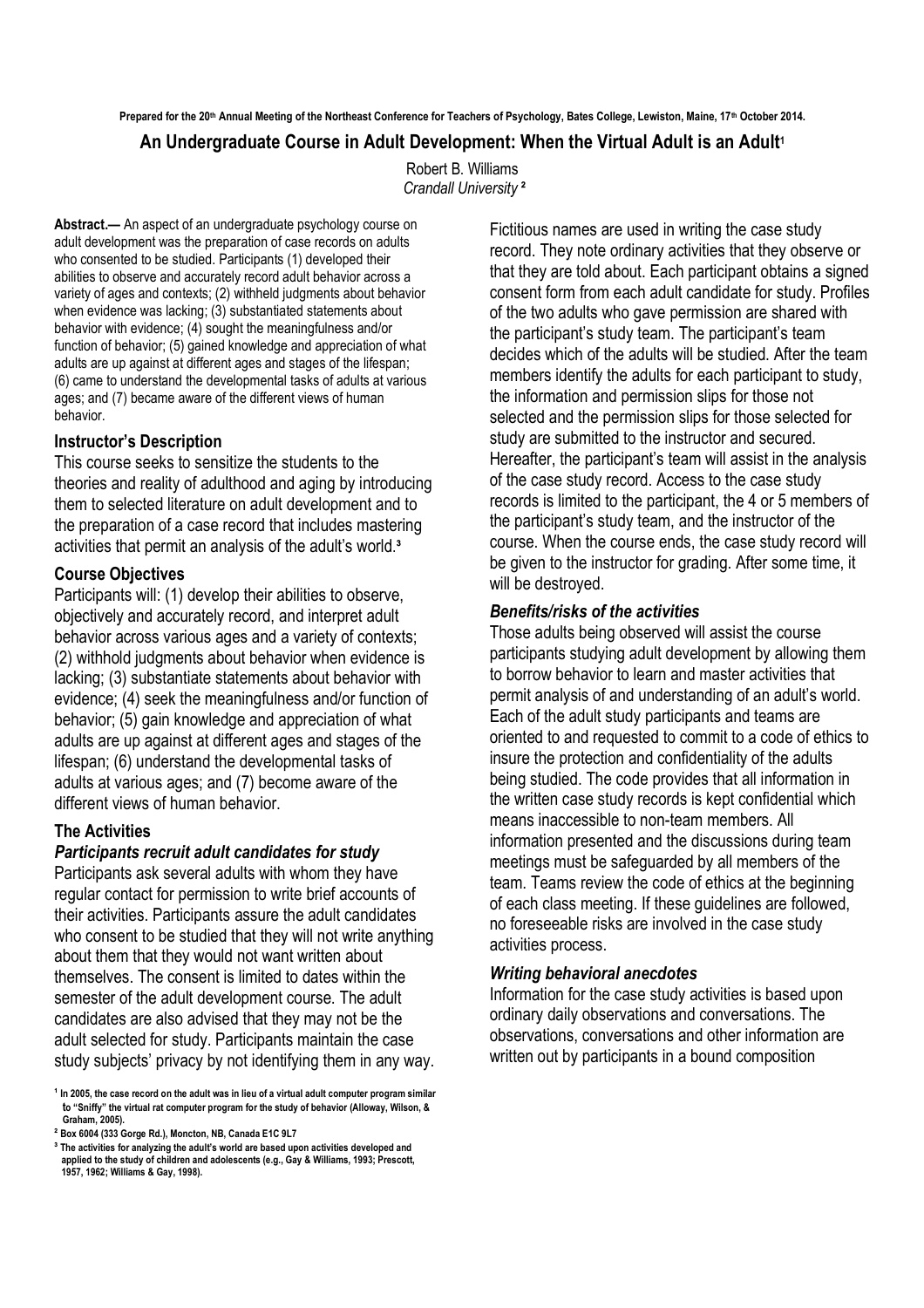Prepared for the 20th Annual Meeting of the Northeast Conference for Teachers of Psychology, Bates College, Lewiston, Maine, 17th October 2014.

# An Undergraduate Course in Adult Development: When the Virtual Adult is an Adult[1]

Robert B. Williams
*Crandall University* [2]

**Abstract.—** An aspect of an undergraduate psychology course on adult development was the preparation of case records on adults who consented to be studied. Participants (1) developed their abilities to observe and accurately record adult behavior across a variety of ages and contexts; (2) withheld judgments about behavior when evidence was lacking; (3) substantiated statements about behavior with evidence; (4) sought the meaningfulness and/or function of behavior; (5) gained knowledge and appreciation of what adults are up against at different ages and stages of the lifespan; (6) came to understand the developmental tasks of adults at various ages; and (7) became aware of the different views of human behavior.

## Instructor's Description

This course seeks to sensitize the students to the theories and reality of adulthood and aging by introducing them to selected literature on adult development and to the preparation of a case record that includes mastering activities that permit an analysis of the adult's world.[3]

## Course Objectives

Participants will: (1) develop their abilities to observe, objectively and accurately record, and interpret adult behavior across various ages and a variety of contexts; (2) withhold judgments about behavior when evidence is lacking; (3) substantiate statements about behavior with evidence; (4) seek the meaningfulness and/or function of behavior; (5) gain knowledge and appreciation of what adults are up against at different ages and stages of the lifespan; (6) understand the developmental tasks of adults at various ages; and (7) become aware of the different views of human behavior.

## The Activities

### *Participants recruit adult candidates for study*

Participants ask several adults with whom they have regular contact for permission to write brief accounts of their activities. Participants assure the adult candidates who consent to be studied that they will not write anything about them that they would not want written about themselves. The consent is limited to dates within the semester of the adult development course. The adult candidates are also advised that they may not be the adult selected for study. Participants maintain the case study subjects' privacy by not identifying them in any way. Fictitious names are used in writing the case study record. They note ordinary activities that they observe or that they are told about. Each participant obtains a signed consent form from each adult candidate for study. Profiles of the two adults who gave permission are shared with the participant's study team. The participant's team decides which of the adults will be studied. After the team members identify the adults for each participant to study, the information and permission slips for those not selected and the permission slips for those selected for study are submitted to the instructor and secured. Hereafter, the participant's team will assist in the analysis of the case study record. Access to the case study records is limited to the participant, the 4 or 5 members of the participant's study team, and the instructor of the course. When the course ends, the case study record will be given to the instructor for grading. After some time, it will be destroyed.

### *Benefits/risks of the activities*

Those adults being observed will assist the course participants studying adult development by allowing them to borrow behavior to learn and master activities that permit analysis of and understanding of an adult's world. Each of the adult study participants and teams are oriented to and requested to commit to a code of ethics to insure the protection and confidentiality of the adults being studied. The code provides that all information in the written case study records is kept confidential which means inaccessible to non-team members. All information presented and the discussions during team meetings must be safeguarded by all members of the team. Teams review the code of ethics at the beginning of each class meeting. If these guidelines are followed, no foreseeable risks are involved in the case study activities process.

### *Writing behavioral anecdotes*

Information for the case study activities is based upon ordinary daily observations and conversations. The observations, conversations and other information are written out by participants in a bound composition

---

[1] In 2005, the case record on the adult was in lieu of a virtual adult computer program similar to "Sniffy" the virtual rat computer program for the study of behavior (Alloway, Wilson, & Graham, 2005).

[2] Box 6004 (333 Gorge Rd.), Moncton, NB, Canada E1C 9L7

[3] The activities for analyzing the adult's world are based upon activities developed and applied to the study of children and adolescents (e.g., Gay & Williams, 1993; Prescott, 1957, 1962; Williams & Gay, 1998).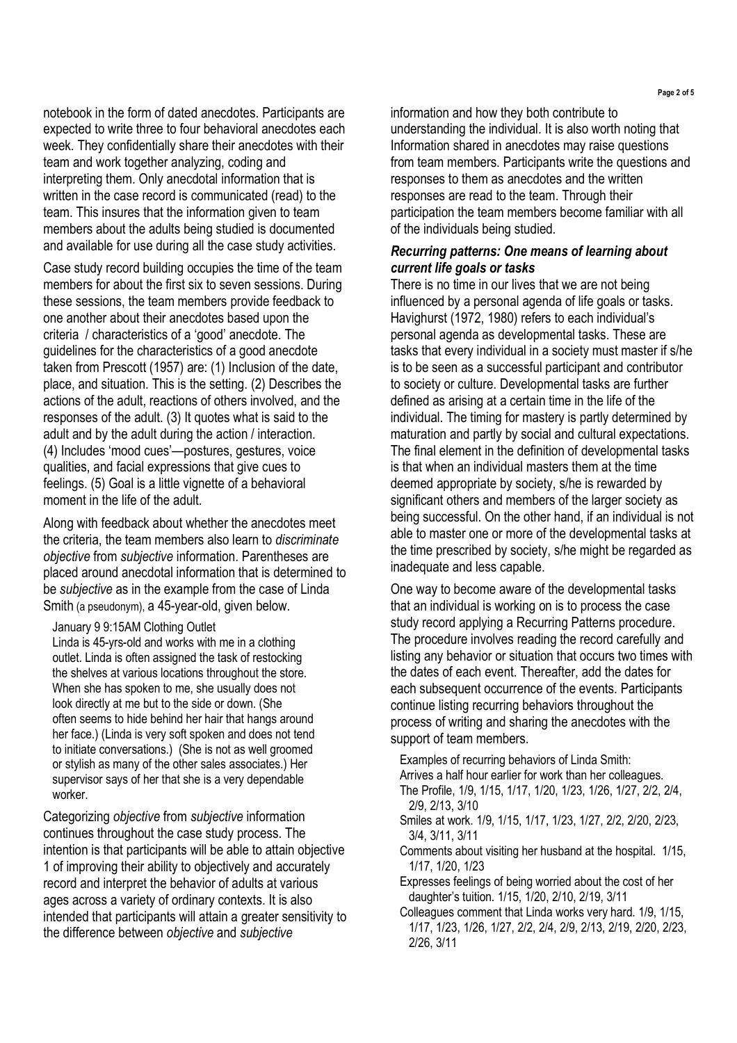notebook in the form of dated anecdotes. Participants are expected to write three to four behavioral anecdotes each week. They confidentially share their anecdotes with their team and work together analyzing, coding and interpreting them. Only anecdotal information that is written in the case record is communicated (read) to the team. This insures that the information given to team members about the adults being studied is documented and available for use during all the case study activities.

Case study record building occupies the time of the team members for about the first six to seven sessions. During these sessions, the team members provide feedback to one another about their anecdotes based upon the criteria / characteristics of a 'good' anecdote. The guidelines for the characteristics of a good anecdote taken from Prescott (1957) are: (1) Inclusion of the date, place, and situation. This is the setting. (2) Describes the actions of the adult, reactions of others involved, and the responses of the adult. (3) It quotes what is said to the adult and by the adult during the action / interaction. (4) Includes 'mood cues'—postures, gestures, voice qualities, and facial expressions that give cues to feelings. (5) Goal is a little vignette of a behavioral moment in the life of the adult.

Along with feedback about whether the anecdotes meet the criteria, the team members also learn to *discriminate objective* from *subjective* information. Parentheses are placed around anecdotal information that is determined to be *subjective* as in the example from the case of Linda Smith (a pseudonym), a 45-year-old, given below.

> January 9 9:15AM Clothing Outlet
> Linda is 45-yrs-old and works with me in a clothing outlet. Linda is often assigned the task of restocking the shelves at various locations throughout the store. When she has spoken to me, she usually does not look directly at me but to the side or down. (She often seems to hide behind her hair that hangs around her face.) (Linda is very soft spoken and does not tend to initiate conversations.) (She is not as well groomed or stylish as many of the other sales associates.) Her supervisor says of her that she is a very dependable worker.

Categorizing *objective* from *subjective* information continues throughout the case study process. The intention is that participants will be able to attain objective 1 of improving their ability to objectively and accurately record and interpret the behavior of adults at various ages across a variety of ordinary contexts. It is also intended that participants will attain a greater sensitivity to the difference between *objective* and *subjective* information and how they both contribute to understanding the individual. It is also worth noting that Information shared in anecdotes may raise questions from team members. Participants write the questions and responses to them as anecdotes and the written responses are read to the team. Through their participation the team members become familiar with all of the individuals being studied.

### *Recurring patterns: One means of learning about current life goals or tasks*

There is no time in our lives that we are not being influenced by a personal agenda of life goals or tasks. Havighurst (1972, 1980) refers to each individual's personal agenda as developmental tasks. These are tasks that every individual in a society must master if s/he is to be seen as a successful participant and contributor to society or culture. Developmental tasks are further defined as arising at a certain time in the life of the individual. The timing for mastery is partly determined by maturation and partly by social and cultural expectations. The final element in the definition of developmental tasks is that when an individual masters them at the time deemed appropriate by society, s/he is rewarded by significant others and members of the larger society as being successful. On the other hand, if an individual is not able to master one or more of the developmental tasks at the time prescribed by society, s/he might be regarded as inadequate and less capable.

One way to become aware of the developmental tasks that an individual is working on is to process the case study record applying a Recurring Patterns procedure. The procedure involves reading the record carefully and listing any behavior or situation that occurs two times with the dates of each event. Thereafter, add the dates for each subsequent occurrence of the events. Participants continue listing recurring behaviors throughout the process of writing and sharing the anecdotes with the support of team members.

> Examples of recurring behaviors of Linda Smith:
> Arrives a half hour earlier for work than her colleagues. The Profile, 1/9, 1/15, 1/17, 1/20, 1/23, 1/26, 1/27, 2/2, 2/4, 2/9, 2/13, 3/10
> Smiles at work. 1/9, 1/15, 1/17, 1/23, 1/27, 2/2, 2/20, 2/23, 3/4, 3/11, 3/11
> Comments about visiting her husband at the hospital. 1/15, 1/17, 1/20, 1/23
> Expresses feelings of being worried about the cost of her daughter's tuition. 1/15, 1/20, 2/10, 2/19, 3/11
> Colleagues comment that Linda works very hard. 1/9, 1/15, 1/17, 1/23, 1/26, 1/27, 2/2, 2/4, 2/9, 2/13, 2/19, 2/20, 2/23, 2/26, 3/11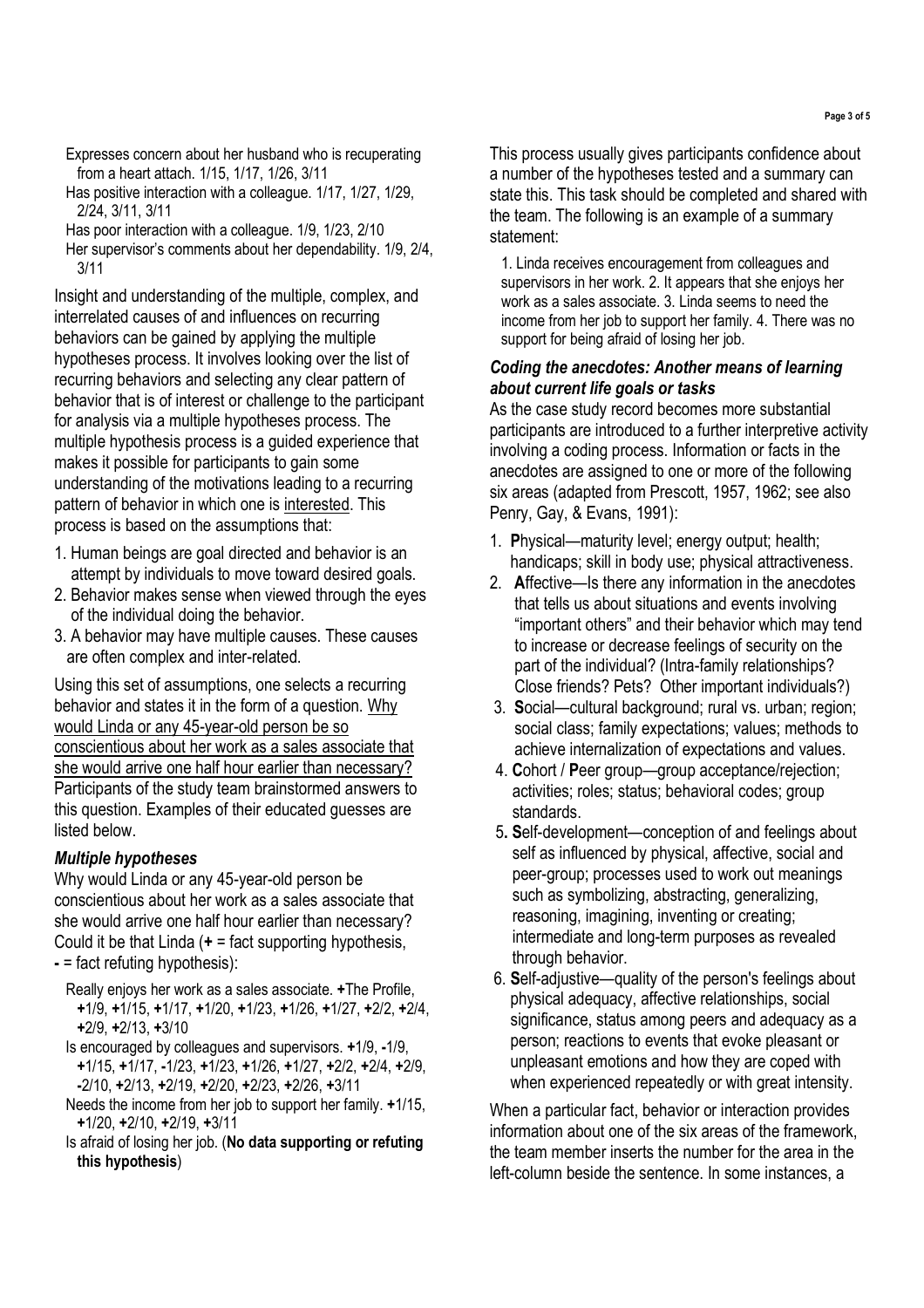Expresses concern about her husband who is recuperating from a heart attach. 1/15, 1/17, 1/26, 3/11

Has positive interaction with a colleague. 1/17, 1/27, 1/29, 2/24, 3/11, 3/11

Has poor interaction with a colleague. 1/9, 1/23, 2/10

Her supervisor's comments about her dependability. 1/9, 2/4, 3/11

Insight and understanding of the multiple, complex, and interrelated causes of and influences on recurring behaviors can be gained by applying the multiple hypotheses process. It involves looking over the list of recurring behaviors and selecting any clear pattern of behavior that is of interest or challenge to the participant for analysis via a multiple hypotheses process. The multiple hypothesis process is a guided experience that makes it possible for participants to gain some understanding of the motivations leading to a recurring pattern of behavior in which one is interested. This process is based on the assumptions that:

1. Human beings are goal directed and behavior is an attempt by individuals to move toward desired goals.
2. Behavior makes sense when viewed through the eyes of the individual doing the behavior.
3. A behavior may have multiple causes. These causes are often complex and inter-related.

Using this set of assumptions, one selects a recurring behavior and states it in the form of a question. Why would Linda or any 45-year-old person be so conscientious about her work as a sales associate that she would arrive one half hour earlier than necessary? Participants of the study team brainstormed answers to this question. Examples of their educated guesses are listed below.

### *Multiple hypotheses*

Why would Linda or any 45-year-old person be conscientious about her work as a sales associate that she would arrive one half hour earlier than necessary? Could it be that Linda (**+** = fact supporting hypothesis, **-** = fact refuting hypothesis):

Really enjoys her work as a sales associate. **+**The Profile, **+**1/9, **+**1/15, **+**1/17, **+**1/20, **+**1/23, **+**1/26, **+**1/27, **+**2/2, **+**2/4, **+**2/9, **+**2/13, **+**3/10

Is encouraged by colleagues and supervisors. **+**1/9, **-**1/9, **+**1/15, **+**1/17, **-**1/23, **+**1/23, **+**1/26, **+**1/27, **+**2/2, **+**2/4, **+**2/9, **-**2/10, **+**2/13, **+**2/19, **+**2/20, **+**2/23, **+**2/26, **+**3/11

Needs the income from her job to support her family. **+**1/15, **+**1/20, **+**2/10, **+**2/19, **+**3/11

Is afraid of losing her job. (**No data supporting or refuting this hypothesis**)

This process usually gives participants confidence about a number of the hypotheses tested and a summary can state this. This task should be completed and shared with the team. The following is an example of a summary statement:

> 1. Linda receives encouragement from colleagues and supervisors in her work. 2. It appears that she enjoys her work as a sales associate. 3. Linda seems to need the income from her job to support her family. 4. There was no support for being afraid of losing her job.

### *Coding the anecdotes: Another means of learning about current life goals or tasks*

As the case study record becomes more substantial participants are introduced to a further interpretive activity involving a coding process. Information or facts in the anecdotes are assigned to one or more of the following six areas (adapted from Prescott, 1957, 1962; see also Penry, Gay, & Evans, 1991):

1. **P**hysical—maturity level; energy output; health; handicaps; skill in body use; physical attractiveness.
2. **A**ffective—Is there any information in the anecdotes that tells us about situations and events involving "important others" and their behavior which may tend to increase or decrease feelings of security on the part of the individual? (Intra-family relationships? Close friends? Pets? Other important individuals?)
3. **S**ocial—cultural background; rural vs. urban; region; social class; family expectations; values; methods to achieve internalization of expectations and values.
4. **C**ohort / **P**eer group—group acceptance/rejection; activities; roles; status; behavioral codes; group standards.
5. **S**elf-development—conception of and feelings about self as influenced by physical, affective, social and peer-group; processes used to work out meanings such as symbolizing, abstracting, generalizing, reasoning, imagining, inventing or creating; intermediate and long-term purposes as revealed through behavior.
6. **S**elf-adjustive—quality of the person's feelings about physical adequacy, affective relationships, social significance, status among peers and adequacy as a person; reactions to events that evoke pleasant or unpleasant emotions and how they are coped with when experienced repeatedly or with great intensity.

When a particular fact, behavior or interaction provides information about one of the six areas of the framework, the team member inserts the number for the area in the left-column beside the sentence. In some instances, a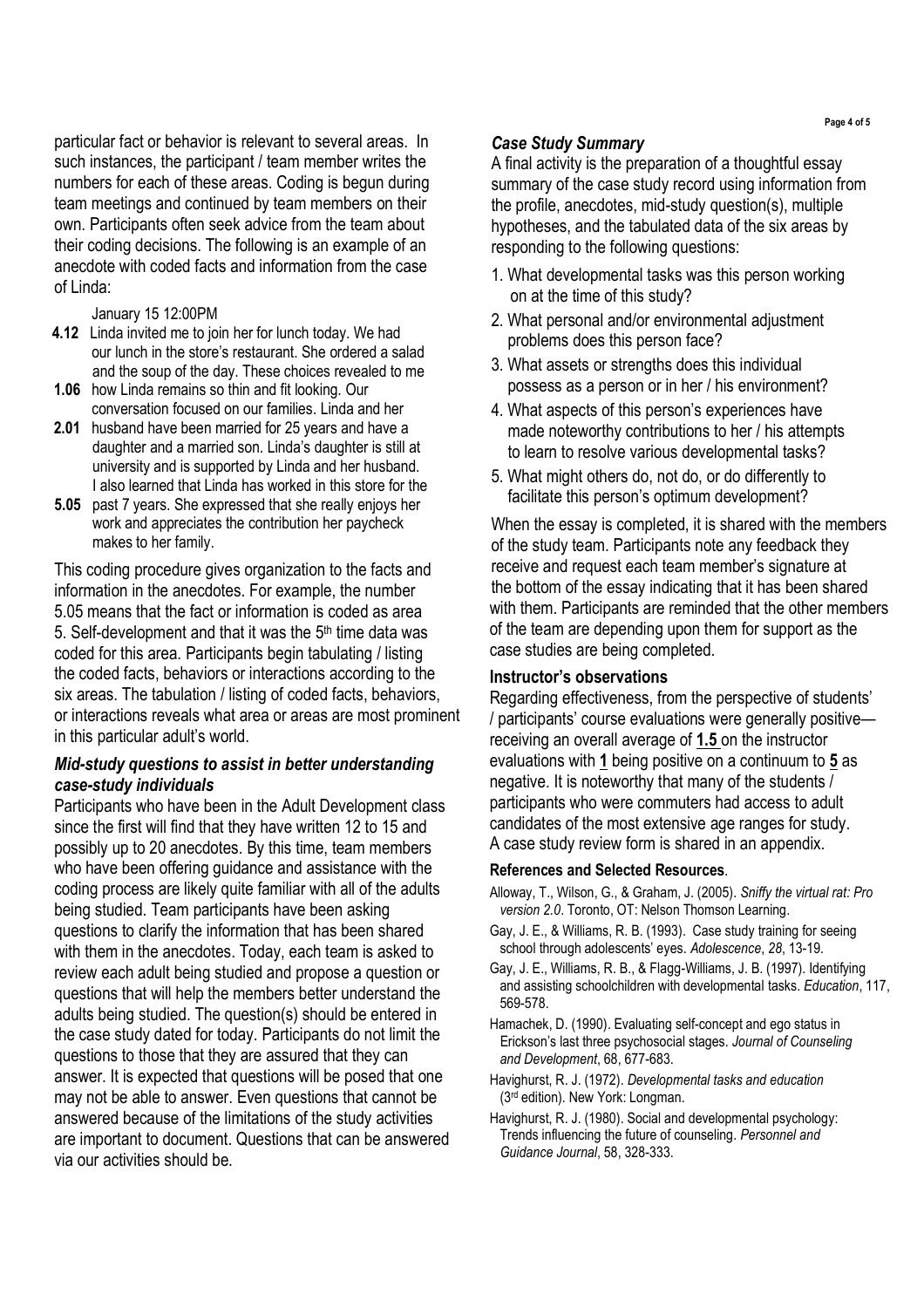particular fact or behavior is relevant to several areas. In such instances, the participant / team member writes the numbers for each of these areas. Coding is begun during team meetings and continued by team members on their own. Participants often seek advice from the team about their coding decisions. The following is an example of an anecdote with coded facts and information from the case of Linda:

January 15 12:00PM

**4.12** Linda invited me to join her for lunch today. We had our lunch in the store's restaurant. She ordered a salad and the soup of the day. These choices revealed to me **1.06** how Linda remains so thin and fit looking. Our conversation focused on our families. Linda and her **2.01** husband have been married for 25 years and have a daughter and a married son. Linda's daughter is still at university and is supported by Linda and her husband. I also learned that Linda has worked in this store for the **5.05** past 7 years. She expressed that she really enjoys her work and appreciates the contribution her paycheck makes to her family.

This coding procedure gives organization to the facts and information in the anecdotes. For example, the number 5.05 means that the fact or information is coded as area 5. Self-development and that it was the 5th time data was coded for this area. Participants begin tabulating / listing the coded facts, behaviors or interactions according to the six areas. The tabulation / listing of coded facts, behaviors, or interactions reveals what area or areas are most prominent in this particular adult's world.

### *Mid-study questions to assist in better understanding case-study individuals*

Participants who have been in the Adult Development class since the first will find that they have written 12 to 15 and possibly up to 20 anecdotes. By this time, team members who have been offering guidance and assistance with the coding process are likely quite familiar with all of the adults being studied. Team participants have been asking questions to clarify the information that has been shared with them in the anecdotes. Today, each team is asked to review each adult being studied and propose a question or questions that will help the members better understand the adults being studied. The question(s) should be entered in the case study dated for today. Participants do not limit the questions to those that they are assured that they can answer. It is expected that questions will be posed that one may not be able to answer. Even questions that cannot be answered because of the limitations of the study activities are important to document. Questions that can be answered via our activities should be.

### *Case Study Summary*

A final activity is the preparation of a thoughtful essay summary of the case study record using information from the profile, anecdotes, mid-study question(s), multiple hypotheses, and the tabulated data of the six areas by responding to the following questions:

1. What developmental tasks was this person working on at the time of this study?
2. What personal and/or environmental adjustment problems does this person face?
3. What assets or strengths does this individual possess as a person or in her / his environment?
4. What aspects of this person's experiences have made noteworthy contributions to her / his attempts to learn to resolve various developmental tasks?
5. What might others do, not do, or do differently to facilitate this person's optimum development?

When the essay is completed, it is shared with the members of the study team. Participants note any feedback they receive and request each team member's signature at the bottom of the essay indicating that it has been shared with them. Participants are reminded that the other members of the team are depending upon them for support as the case studies are being completed.

### Instructor's observations

Regarding effectiveness, from the perspective of students' / participants' course evaluations were generally positive—receiving an overall average of **1.5** on the instructor evaluations with **1** being positive on a continuum to **5** as negative. It is noteworthy that many of the students / participants who were commuters had access to adult candidates of the most extensive age ranges for study. A case study review form is shared in an appendix.

### References and Selected Resources.

Alloway, T., Wilson, G., & Graham, J. (2005). *Sniffy the virtual rat: Pro version 2.0*. Toronto, OT: Nelson Thomson Learning.

Gay, J. E., & Williams, R. B. (1993). Case study training for seeing school through adolescents' eyes. *Adolescence*, *28*, 13-19.

Gay, J. E., Williams, R. B., & Flagg-Williams, J. B. (1997). Identifying and assisting schoolchildren with developmental tasks. *Education*, 117, 569-578.

Hamachek, D. (1990). Evaluating self-concept and ego status in Erickson's last three psychosocial stages. *Journal of Counseling and Development*, 68, 677-683.

Havighurst, R. J. (1972). *Developmental tasks and education* (3rd edition). New York: Longman.

Havighurst, R. J. (1980). Social and developmental psychology: Trends influencing the future of counseling. *Personnel and Guidance Journal*, 58, 328-333.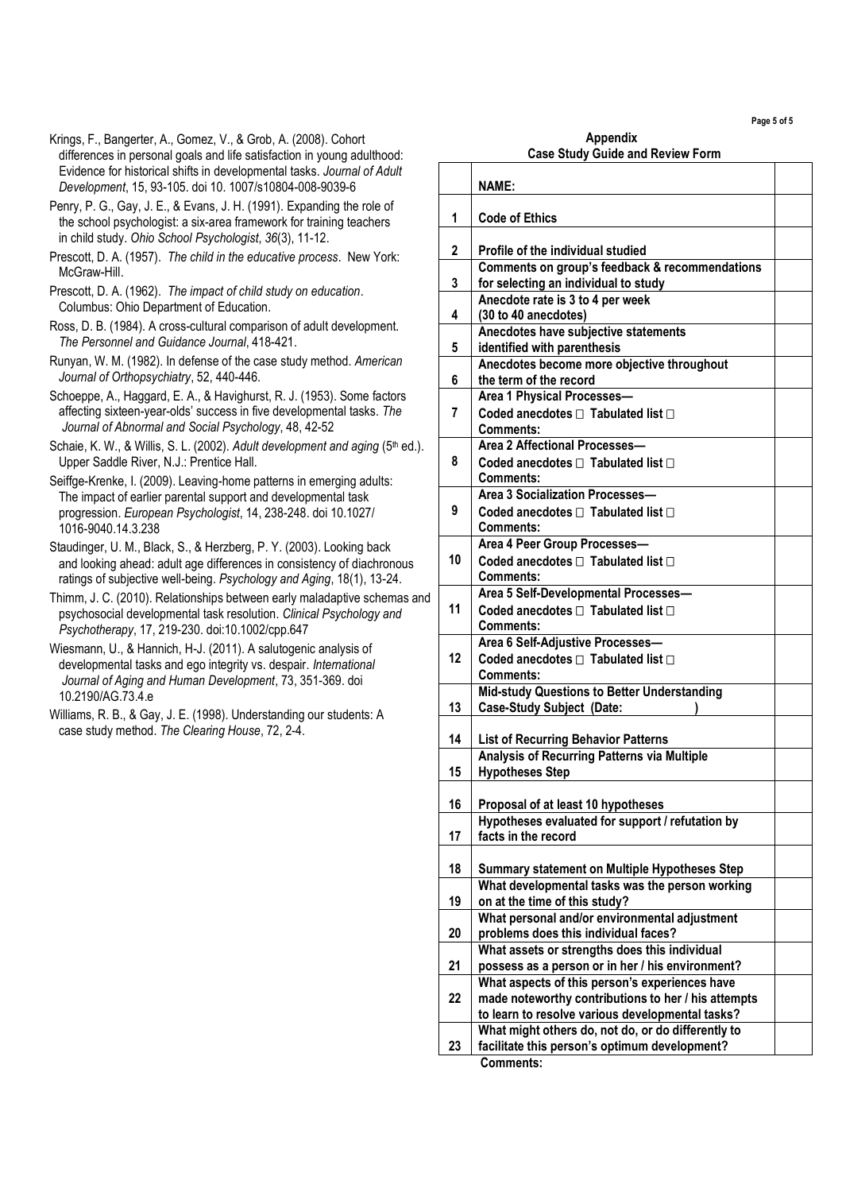Krings, F., Bangerter, A., Gomez, V., & Grob, A. (2008). Cohort differences in personal goals and life satisfaction in young adulthood: Evidence for historical shifts in developmental tasks. *Journal of Adult Development*, 15, 93-105. doi 10. 1007/s10804-008-9039-6

Penry, P. G., Gay, J. E., & Evans, J. H. (1991). Expanding the role of the school psychologist: a six-area framework for training teachers in child study. *Ohio School Psychologist*, *36*(3), 11-12.

Prescott, D. A. (1957). *The child in the educative process*. New York: McGraw-Hill.

Prescott, D. A. (1962). *The impact of child study on education*. Columbus: Ohio Department of Education.

Ross, D. B. (1984). A cross-cultural comparison of adult development. *The Personnel and Guidance Journal*, 418-421.

Runyan, W. M. (1982). In defense of the case study method. *American Journal of Orthopsychiatry*, 52, 440-446.

Schoeppe, A., Haggard, E. A., & Havighurst, R. J. (1953). Some factors affecting sixteen-year-olds' success in five developmental tasks. *The Journal of Abnormal and Social Psychology*, 48, 42-52

Schaie, K. W., & Willis, S. L. (2002). *Adult development and aging* (5th ed.). Upper Saddle River, N.J.: Prentice Hall.

Seiffge-Krenke, I. (2009). Leaving-home patterns in emerging adults: The impact of earlier parental support and developmental task progression. *European Psychologist*, 14, 238-248. doi 10.1027/ 1016-9040.14.3.238

Staudinger, U. M., Black, S., & Herzberg, P. Y. (2003). Looking back and looking ahead: adult age differences in consistency of diachronous ratings of subjective well-being. *Psychology and Aging*, 18(1), 13-24.

Thimm, J. C. (2010). Relationships between early maladaptive schemas and psychosocial developmental task resolution. *Clinical Psychology and Psychotherapy*, 17, 219-230. doi:10.1002/cpp.647

Wiesmann, U., & Hannich, H-J. (2011). A salutogenic analysis of developmental tasks and ego integrity vs. despair. *International Journal of Aging and Human Development*, 73, 351-369. doi 10.2190/AG.73.4.e

Williams, R. B., & Gay, J. E. (1998). Understanding our students: A case study method. *The Clearing House*, 72, 2-4.

## Appendix
### Case Study Guide and Review Form

| | | |
|---|---|---|
| | **NAME:** | |
| **1** | **Code of Ethics** | |
| **2** | **Profile of the individual studied** | |
| **3** | **Comments on group's feedback & recommendations for selecting an individual to study** | |
| **4** | **Anecdote rate is 3 to 4 per week (30 to 40 anecdotes)** | |
| **5** | **Anecdotes have subjective statements identified with parenthesis** | |
| **6** | **Anecdotes become more objective throughout the term of the record** | |
| **7** | **Area 1 Physical Processes— Coded anecdotes □ Tabulated list □ Comments:** | |
| **8** | **Area 2 Affectional Processes— Coded anecdotes □ Tabulated list □ Comments:** | |
| **9** | **Area 3 Socialization Processes— Coded anecdotes □ Tabulated list □ Comments:** | |
| **10** | **Area 4 Peer Group Processes— Coded anecdotes □ Tabulated list □ Comments:** | |
| **11** | **Area 5 Self-Developmental Processes— Coded anecdotes □ Tabulated list □ Comments:** | |
| **12** | **Area 6 Self-Adjustive Processes— Coded anecdotes □ Tabulated list □ Comments:** | |
| **13** | **Mid-study Questions to Better Understanding Case-Study Subject (Date: )** | |
| **14** | **List of Recurring Behavior Patterns** | |
| **15** | **Analysis of Recurring Patterns via Multiple Hypotheses Step** | |
| **16** | **Proposal of at least 10 hypotheses** | |
| **17** | **Hypotheses evaluated for support / refutation by facts in the record** | |
| **18** | **Summary statement on Multiple Hypotheses Step** | |
| **19** | **What developmental tasks was the person working on at the time of this study?** | |
| **20** | **What personal and/or environmental adjustment problems does this individual faces?** | |
| **21** | **What assets or strengths does this individual possess as a person or in her / his environment?** | |
| **22** | **What aspects of this person's experiences have made noteworthy contributions to her / his attempts to learn to resolve various developmental tasks?** | |
| **23** | **What might others do, not do, or do differently to facilitate this person's optimum development?** | |

**Comments:**